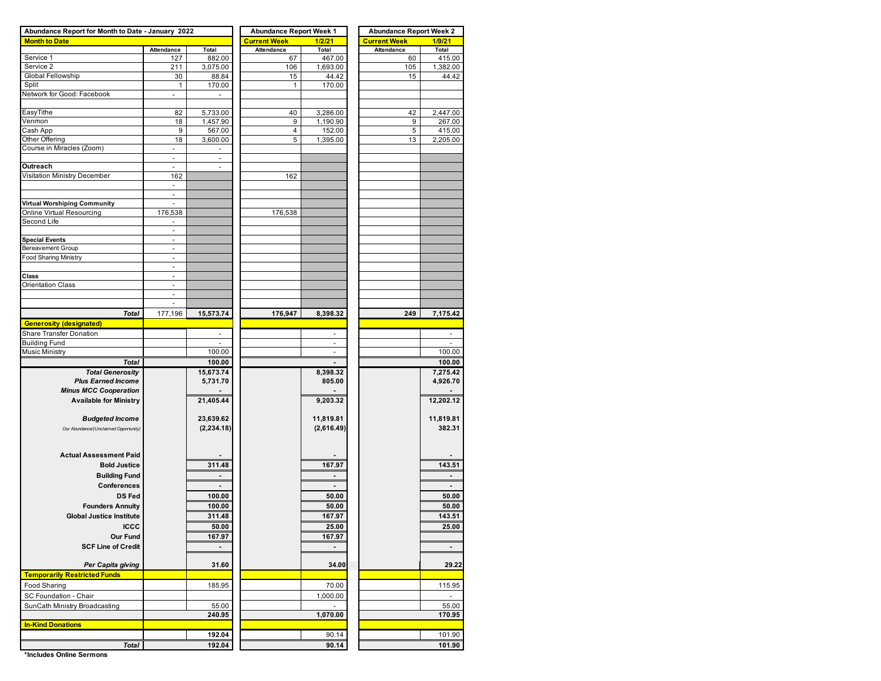| Abundance Report for Month to Date - January 2022 | | | Abundance Report Week 1 | | Abundance Report Week 2 | |
|---|---|---|---|---|---|---|
| **Month to Date** | | | **Current Week** | **1/2/21** | **Current Week** | **1/9/21** |
| | Attendance | Total | Attendance | Total | Attendance | Total |
| Service 1 | 127 | 882.00 | 67 | 467.00 | 60 | 415.00 |
| Service 2 | 211 | 3,075.00 | 106 | 1,693.00 | 105 | 1,382.00 |
| Global Fellowship | 30 | 88.84 | 15 | 44.42 | 15 | 44.42 |
| Split | 1 | 170.00 | 1 | 170.00 | | |
| Network for Good: Facebook | - | - | | | | |
| | | | | | | |
| EasyTithe | 82 | 5,733.00 | 40 | 3,286.00 | 42 | 2,447.00 |
| Venmon | 18 | 1,457.90 | 9 | 1,190.90 | 9 | 267.00 |
| Cash App | 9 | 567.00 | 4 | 152.00 | 5 | 415.00 |
| Other Offering | 18 | 3,600.00 | 5 | 1,395.00 | 13 | 2,205.00 |
| Course in Miracles (Zoom) | - | - | | | | |
| | - | - | | | | |
| **Outreach** | - | - | | | | |
| Visitation Ministry December | 162 | | 162 | | | |
| | - | | | | | |
| | - | | | | | |
| **Virtual Worshiping Community** | - | | | | | |
| Online Virtual Resourcing | 176,538 | | 176,538 | | | |
| Second Life | - | | | | | |
| | - | | | | | |
| **Special Events** | - | | | | | |
| Bereavement Group | - | | | | | |
| Food Sharing Ministry | - | | | | | |
| | - | | | | | |
| **Class** | - | | | | | |
| Orientation Class | - | | | | | |
| | - | | | | | |
| | - | | | | | |
| ***Total*** | 177,196 | **15,573.74** | **176,947** | **8,398.32** | **249** | **7,175.42** |
| **Generosity (designated)** | | | | | | |
| Share Transfer Donation | | - | | - | | - |
| Building Fund | | - | | - | | - |
| Music Ministry | | 100.00 | | - | | 100.00 |
| ***Total*** | | **100.00** | | **-** | | **100.00** |
| ***Total Generosity*** | | **15,673.74** | | **8,398.32** | | **7,275.42** |
| ***Plus Earned Income*** | | **5,731.70** | | **805.00** | | **4,926.70** |
| ***Minus MCC Cooperation*** | | **-** | | **-** | | **-** |
| **Available for Ministry** | | **21,405.44** | | **9,203.32** | | **12,202.12** |
| | | | | | | |
| ***Budgeted Income*** | | **23,639.62** | | **11,819.81** | | **11,819.81** |
| *Our Abundance/(Unclaimed Opportunity)* | | **(2,234.18)** | | **(2,616.49)** | | **382.31** |
| | | | | | | |
| **Actual Assessment Paid** | | **-** | | **-** | | **-** |
| **Bold Justice** | | **311.48** | | **167.97** | | **143.51** |
| **Building Fund** | | **-** | | **-** | | **-** |
| **Conferences** | | **-** | | **-** | | **-** |
| **DS Fed** | | **100.00** | | **50.00** | | **50.00** |
| **Founders Annuity** | | **100.00** | | **50.00** | | **50.00** |
| **Global Justice Institute** | | **311.48** | | **167.97** | | **143.51** |
| **ICCC** | | **50.00** | | **25.00** | | **25.00** |
| **Our Fund** | | **167.97** | | **167.97** | | |
| **SCF Line of Credit** | | **-** | | **-** | | **-** |
| | | | | | | |
| ***Per Capita giving*** | | **31.60** | | **34.00** | | **29.22** |
| **Temporarily Restricted Funds** | | | | | | |
| Food Sharing | | 185.95 | | 70.00 | | 115.95 |
| SC Foundation - Chair | | | | 1,000.00 | | - |
| SunCath Ministry Broadcasting | | 55.00 | | - | | 55.00 |
| | | **240.95** | | **1,070.00** | | **170.95** |
| **In-Kind Donations** | | | | | | |
| | | **192.04** | | 90.14 | | 101.90 |
| ***Total*** | | **192.04** | | **90.14** | | **101.90** |

**\*Includes Online Sermons**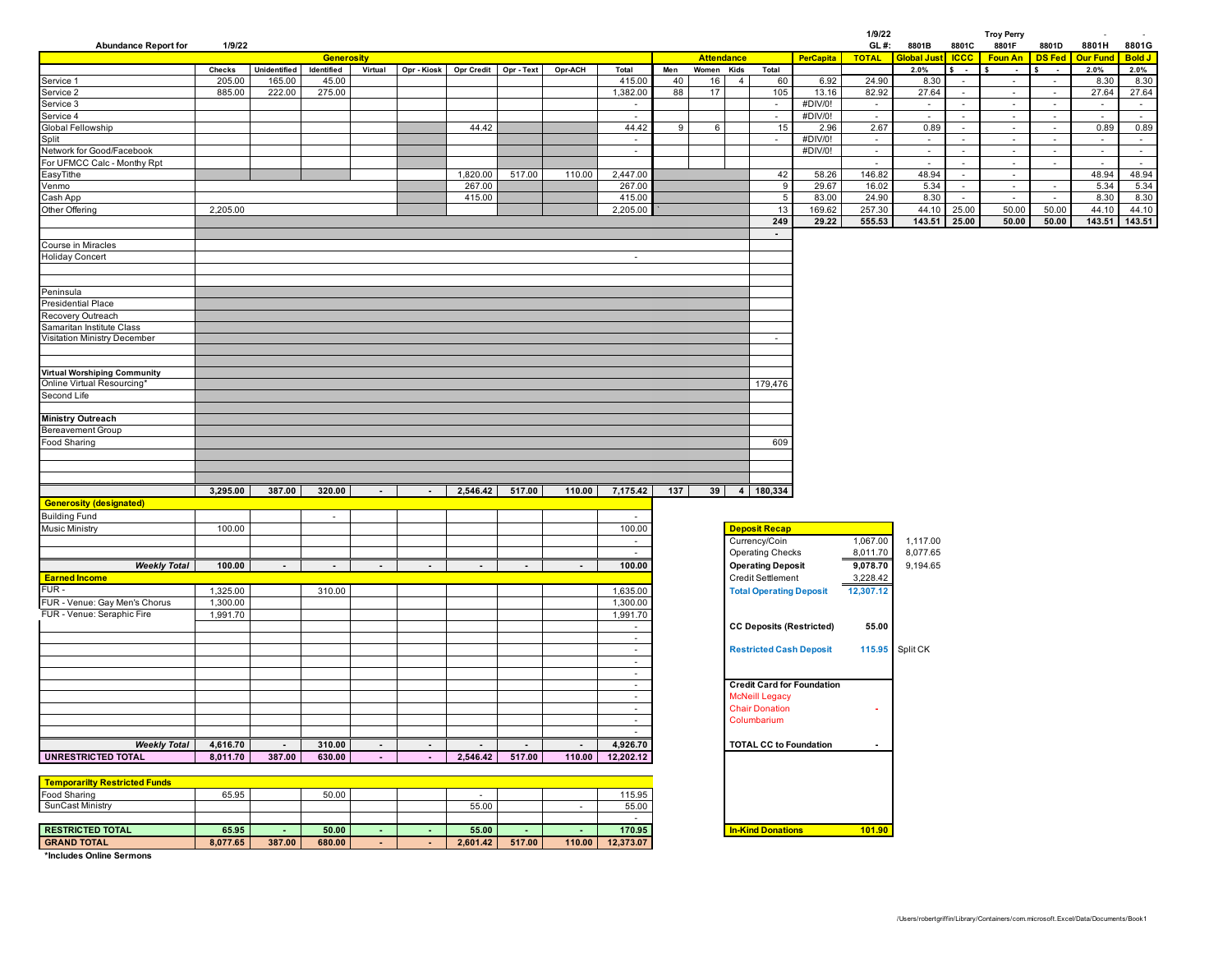**Abundance Report for** 1/9/22

| | Generosity | | | | | | | | | Attendance | | | | PerCapita | 1/9/22 GL #: TOTAL | 8801B Global Just | 8801C ICCC | Troy Perry 8801F Foun An | 8801D DS Fed | 8801H Our Fund | 8801G Bold J |
|---|---|---|---|---|---|---|---|---|---|---|---|---|---|---|---|---|---|---|---|---|---|
| | Checks | Unidentified | Identified | Virtual | Opr - Kiosk | Opr Credit | Opr - Text | Opr-ACH | Total | Men | Women | Kids | Total | | | 2.0% | $ - | $ - | $ - | 2.0% | 2.0% |
| Service 1 | 205.00 | 165.00 | 45.00 | | | | | | 415.00 | 40 | 16 | 4 | 60 | 6.92 | 24.90 | 8.30 | - | - | - | 8.30 | 8.30 |
| Service 2 | 885.00 | 222.00 | 275.00 | | | | | | 1,382.00 | 88 | 17 | | 105 | 13.16 | 82.92 | 27.64 | - | - | - | 27.64 | 27.64 |
| Service 3 | | | | | | | | | - | | | | - | #DIV/0! | - | - | - | - | - | - | - |
| Service 4 | | | | | | | | | - | | | | - | #DIV/0! | - | - | - | - | - | - | - |
| Global Fellowship | | | | | | 44.42 | | | 44.42 | 9 | 6 | | 15 | 2.96 | 2.67 | 0.89 | - | - | - | 0.89 | 0.89 |
| Split | | | | | | | | | - | | | | - | #DIV/0! | - | - | - | - | - | - | - |
| Network for Good/Facebook | | | | | | | | | - | | | | | #DIV/0! | - | - | - | - | - | - | - |
| For UFMCC Calc - Monthy Rpt | | | | | | | | | | | | | | | - | - | - | - | - | - | - |
| EasyTithe | | | | | | 1,820.00 | 517.00 | 110.00 | 2,447.00 | | | | 42 | 58.26 | 146.82 | 48.94 | - | - | | 48.94 | 48.94 |
| Venmo | | | | | | 267.00 | | | 267.00 | | | | 9 | 29.67 | 16.02 | 5.34 | - | - | - | 5.34 | 5.34 |
| Cash App | | | | | | 415.00 | | | 415.00 | | | | 5 | 83.00 | 24.90 | 8.30 | - | - | - | 8.30 | 8.30 |
| Other Offering | 2,205.00 | | | | | | | | 2,205.00 | ` | | | 13 | 169.62 | 257.30 | 44.10 | 25.00 | 50.00 | 50.00 | 44.10 | 44.10 |
| | | | | | | | | | | | | | 249 | 29.22 | 555.53 | 143.51 | 25.00 | 50.00 | 50.00 | 143.51 | 143.51 |
| | | | | | | | | | | | | | - | | | | | | | | |
| Course in Miracles | | | | | | | | | | | | | | | | | | | | | |
| Holiday Concert | | | | | | | | | - | | | | | | | | | | | | |
| Peninsula | | | | | | | | | | | | | | | | | | | | | |
| Presidential Place | | | | | | | | | | | | | | | | | | | | | |
| Recovery Outreach | | | | | | | | | | | | | | | | | | | | | |
| Samaritan Institute Class | | | | | | | | | | | | | | | | | | | | | |
| Visitation Ministry December | | | | | | | | | | | | | - | | | | | | | | |
| **Virtual Worshiping Community** | | | | | | | | | | | | | | | | | | | | | |
| Online Virtual Resourcing* | | | | | | | | | | | | | 179,476 | | | | | | | | |
| Second Life | | | | | | | | | | | | | | | | | | | | | |
| **Ministry Outreach** | | | | | | | | | | | | | | | | | | | | | |
| Bereavement Group | | | | | | | | | | | | | | | | | | | | | |
| Food Sharing | | | | | | | | | | | | | 609 | | | | | | | | |
| | **3,295.00** | **387.00** | **320.00** | **-** | **-** | **2,546.42** | **517.00** | **110.00** | **7,175.42** | **137** | **39** | **4** | **180,334** | | | | | | | | |

| Generosity (designated) | | | | | | | | | |
|---|---|---|---|---|---|---|---|---|---|
| Building Fund | | | - | | | | | | - |
| Music Ministry | 100.00 | | | | | | | | 100.00 |
| | | | | | | | | | - |
| | | | | | | | | | - |
| ***Weekly Total*** | **100.00** | **-** | **-** | **-** | **-** | **-** | **-** | **-** | **100.00** |
| **Earned Income** | | | | | | | | | |
| FUR - | 1,325.00 | | 310.00 | | | | | | 1,635.00 |
| FUR - Venue: Gay Men's Chorus | 1,300.00 | | | | | | | | 1,300.00 |
| FUR - Venue: Seraphic Fire | 1,991.70 | | | | | | | | 1,991.70 |
| ***Weekly Total*** | **4,616.70** | **-** | **310.00** | **-** | **-** | **-** | **-** | **-** | **4,926.70** |
| **UNRESTRICTED TOTAL** | **8,011.70** | **387.00** | **630.00** | **-** | **-** | **2,546.42** | **517.00** | **110.00** | **12,202.12** |

| Temporarilty Restricted Funds | | | | | | | | | |
|---|---|---|---|---|---|---|---|---|---|
| Food Sharing | 65.95 | | 50.00 | | | - | | | 115.95 |
| SunCast Ministry | | | | | | 55.00 | | - | 55.00 |
| | | | | | | | | | - |
| **RESTRICTED TOTAL** | **65.95** | **-** | **50.00** | **-** | **-** | **55.00** | **-** | **-** | **170.95** |
| **GRAND TOTAL** | **8,077.65** | **387.00** | **680.00** | **-** | **-** | **2,601.42** | **517.00** | **110.00** | **12,373.07** |

**\*Includes Online Sermons**

| Deposit Recap | | |
|---|---|---|
| Currency/Coin | 1,067.00 | 1,117.00 |
| Operating Checks | 8,011.70 | 8,077.65 |
| **Operating Deposit** | **9,078.70** | 9,194.65 |
| Credit Settlement | 3,228.42 | |
| **Total Operating Deposit** | **12,307.12** | |
| **CC Deposits (Restricted)** | **55.00** | |
| **Restricted Cash Deposit** | **115.95** | Split CK |
| **Credit Card for Foundation** | | |
| McNeill Legacy | | |
| Chair Donation | - | |
| Columbarium | | |
| **TOTAL CC to Foundation** | **-** | |
| **In-Kind Donations** | **101.90** | |